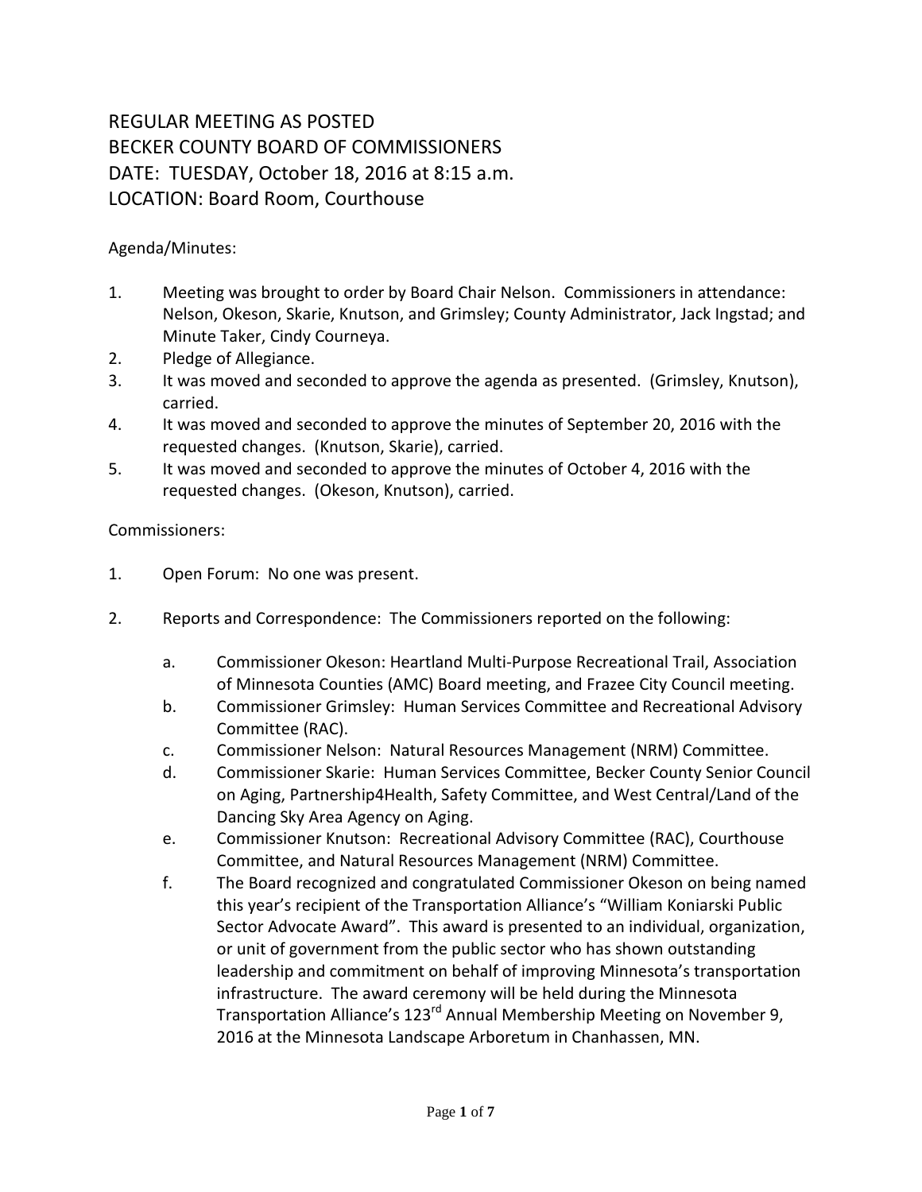# REGULAR MEETING AS POSTED
# BECKER COUNTY BOARD OF COMMISSIONERS
# DATE: TUESDAY, October 18, 2016 at 8:15 a.m.
# LOCATION: Board Room, Courthouse

Agenda/Minutes:

1. Meeting was brought to order by Board Chair Nelson. Commissioners in attendance: Nelson, Okeson, Skarie, Knutson, and Grimsley; County Administrator, Jack Ingstad; and Minute Taker, Cindy Courneya.
2. Pledge of Allegiance.
3. It was moved and seconded to approve the agenda as presented. (Grimsley, Knutson), carried.
4. It was moved and seconded to approve the minutes of September 20, 2016 with the requested changes. (Knutson, Skarie), carried.
5. It was moved and seconded to approve the minutes of October 4, 2016 with the requested changes. (Okeson, Knutson), carried.

Commissioners:

1. Open Forum: No one was present.
2. Reports and Correspondence: The Commissioners reported on the following:
   a. Commissioner Okeson: Heartland Multi-Purpose Recreational Trail, Association of Minnesota Counties (AMC) Board meeting, and Frazee City Council meeting.
   b. Commissioner Grimsley: Human Services Committee and Recreational Advisory Committee (RAC).
   c. Commissioner Nelson: Natural Resources Management (NRM) Committee.
   d. Commissioner Skarie: Human Services Committee, Becker County Senior Council on Aging, Partnership4Health, Safety Committee, and West Central/Land of the Dancing Sky Area Agency on Aging.
   e. Commissioner Knutson: Recreational Advisory Committee (RAC), Courthouse Committee, and Natural Resources Management (NRM) Committee.
   f. The Board recognized and congratulated Commissioner Okeson on being named this year's recipient of the Transportation Alliance's "William Koniarski Public Sector Advocate Award". This award is presented to an individual, organization, or unit of government from the public sector who has shown outstanding leadership and commitment on behalf of improving Minnesota's transportation infrastructure. The award ceremony will be held during the Minnesota Transportation Alliance's 123rd Annual Membership Meeting on November 9, 2016 at the Minnesota Landscape Arboretum in Chanhassen, MN.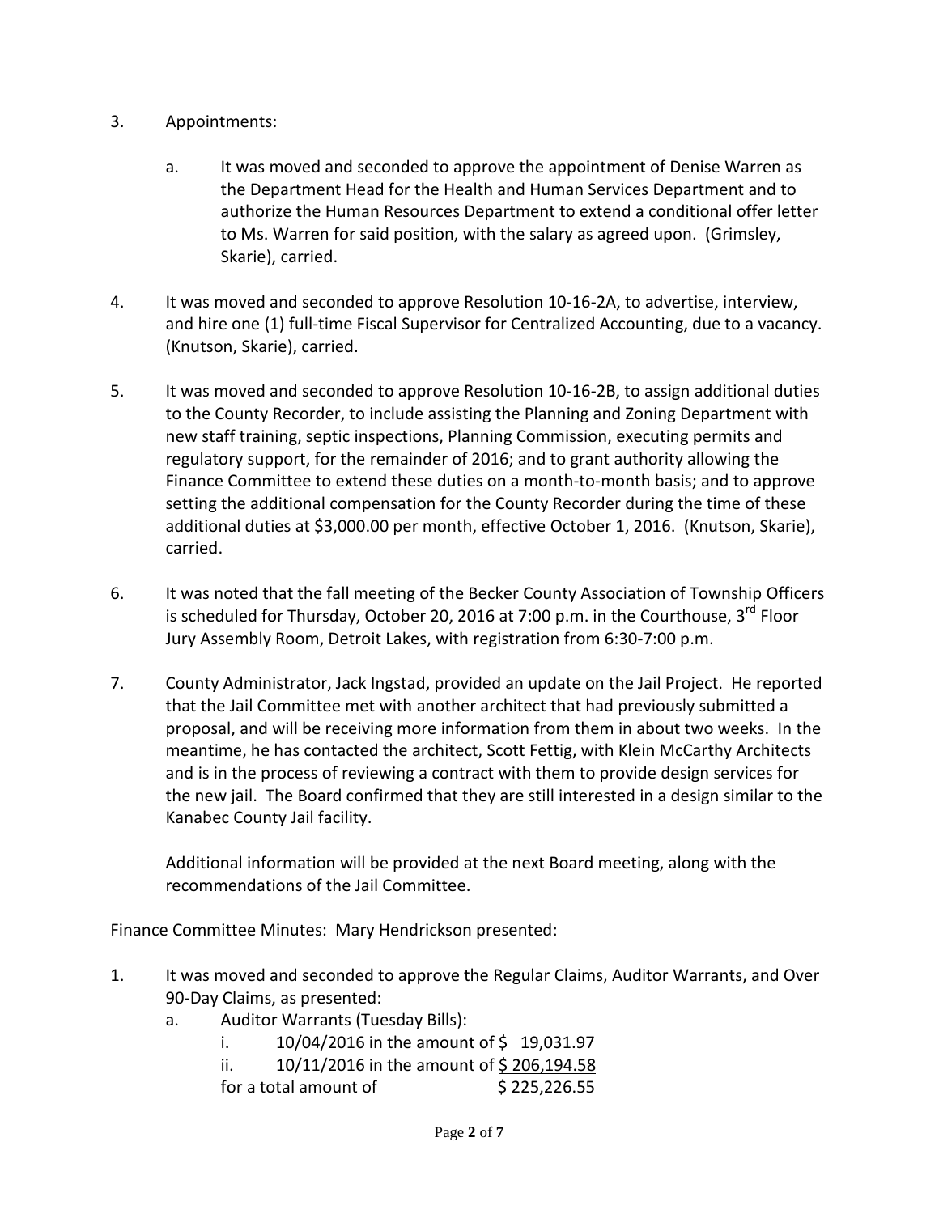3. Appointments:

   a. It was moved and seconded to approve the appointment of Denise Warren as the Department Head for the Health and Human Services Department and to authorize the Human Resources Department to extend a conditional offer letter to Ms. Warren for said position, with the salary as agreed upon. (Grimsley, Skarie), carried.

4. It was moved and seconded to approve Resolution 10-16-2A, to advertise, interview, and hire one (1) full-time Fiscal Supervisor for Centralized Accounting, due to a vacancy. (Knutson, Skarie), carried.

5. It was moved and seconded to approve Resolution 10-16-2B, to assign additional duties to the County Recorder, to include assisting the Planning and Zoning Department with new staff training, septic inspections, Planning Commission, executing permits and regulatory support, for the remainder of 2016; and to grant authority allowing the Finance Committee to extend these duties on a month-to-month basis; and to approve setting the additional compensation for the County Recorder during the time of these additional duties at $3,000.00 per month, effective October 1, 2016. (Knutson, Skarie), carried.

6. It was noted that the fall meeting of the Becker County Association of Township Officers is scheduled for Thursday, October 20, 2016 at 7:00 p.m. in the Courthouse, 3rd Floor Jury Assembly Room, Detroit Lakes, with registration from 6:30-7:00 p.m.

7. County Administrator, Jack Ingstad, provided an update on the Jail Project. He reported that the Jail Committee met with another architect that had previously submitted a proposal, and will be receiving more information from them in about two weeks. In the meantime, he has contacted the architect, Scott Fettig, with Klein McCarthy Architects and is in the process of reviewing a contract with them to provide design services for the new jail. The Board confirmed that they are still interested in a design similar to the Kanabec County Jail facility.

   Additional information will be provided at the next Board meeting, along with the recommendations of the Jail Committee.

Finance Committee Minutes: Mary Hendrickson presented:

1. It was moved and seconded to approve the Regular Claims, Auditor Warrants, and Over 90-Day Claims, as presented:
   a. Auditor Warrants (Tuesday Bills):
      i. 10/04/2016 in the amount of $ 19,031.97
      ii. 10/11/2016 in the amount of $ 206,194.58
      for a total amount of $ 225,226.55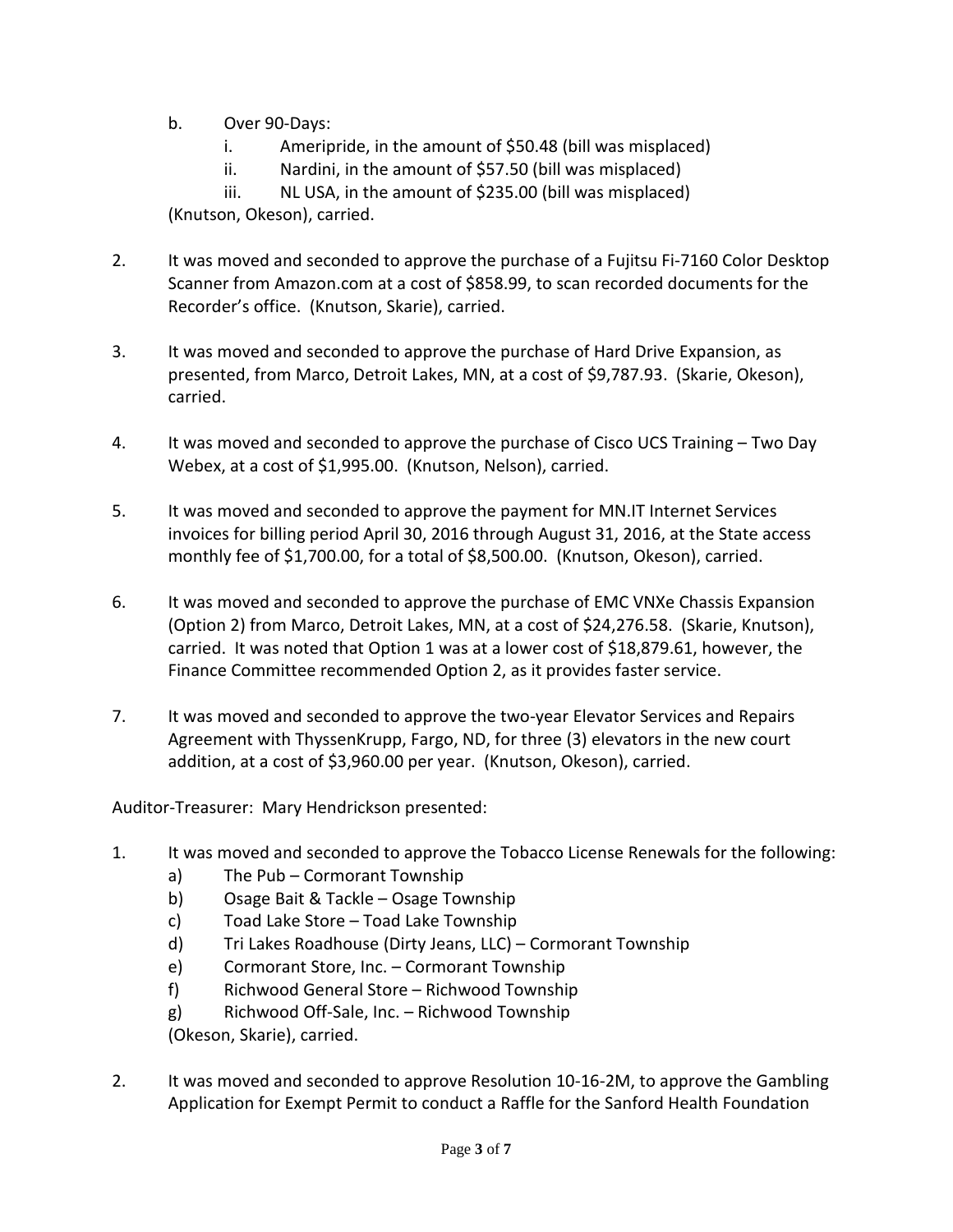b. Over 90-Days:

   i. Ameripride, in the amount of $50.48 (bill was misplaced)

   ii. Nardini, in the amount of $57.50 (bill was misplaced)

   iii. NL USA, in the amount of $235.00 (bill was misplaced)

(Knutson, Okeson), carried.

2. It was moved and seconded to approve the purchase of a Fujitsu Fi-7160 Color Desktop Scanner from Amazon.com at a cost of $858.99, to scan recorded documents for the Recorder's office. (Knutson, Skarie), carried.

3. It was moved and seconded to approve the purchase of Hard Drive Expansion, as presented, from Marco, Detroit Lakes, MN, at a cost of $9,787.93. (Skarie, Okeson), carried.

4. It was moved and seconded to approve the purchase of Cisco UCS Training – Two Day Webex, at a cost of $1,995.00. (Knutson, Nelson), carried.

5. It was moved and seconded to approve the payment for MN.IT Internet Services invoices for billing period April 30, 2016 through August 31, 2016, at the State access monthly fee of $1,700.00, for a total of $8,500.00. (Knutson, Okeson), carried.

6. It was moved and seconded to approve the purchase of EMC VNXe Chassis Expansion (Option 2) from Marco, Detroit Lakes, MN, at a cost of $24,276.58. (Skarie, Knutson), carried. It was noted that Option 1 was at a lower cost of $18,879.61, however, the Finance Committee recommended Option 2, as it provides faster service.

7. It was moved and seconded to approve the two-year Elevator Services and Repairs Agreement with ThyssenKrupp, Fargo, ND, for three (3) elevators in the new court addition, at a cost of $3,960.00 per year. (Knutson, Okeson), carried.

Auditor-Treasurer: Mary Hendrickson presented:

1. It was moved and seconded to approve the Tobacco License Renewals for the following:

   a) The Pub – Cormorant Township

   b) Osage Bait & Tackle – Osage Township

   c) Toad Lake Store – Toad Lake Township

   d) Tri Lakes Roadhouse (Dirty Jeans, LLC) – Cormorant Township

   e) Cormorant Store, Inc. – Cormorant Township

   f) Richwood General Store – Richwood Township

   g) Richwood Off-Sale, Inc. – Richwood Township

   (Okeson, Skarie), carried.

2. It was moved and seconded to approve Resolution 10-16-2M, to approve the Gambling Application for Exempt Permit to conduct a Raffle for the Sanford Health Foundation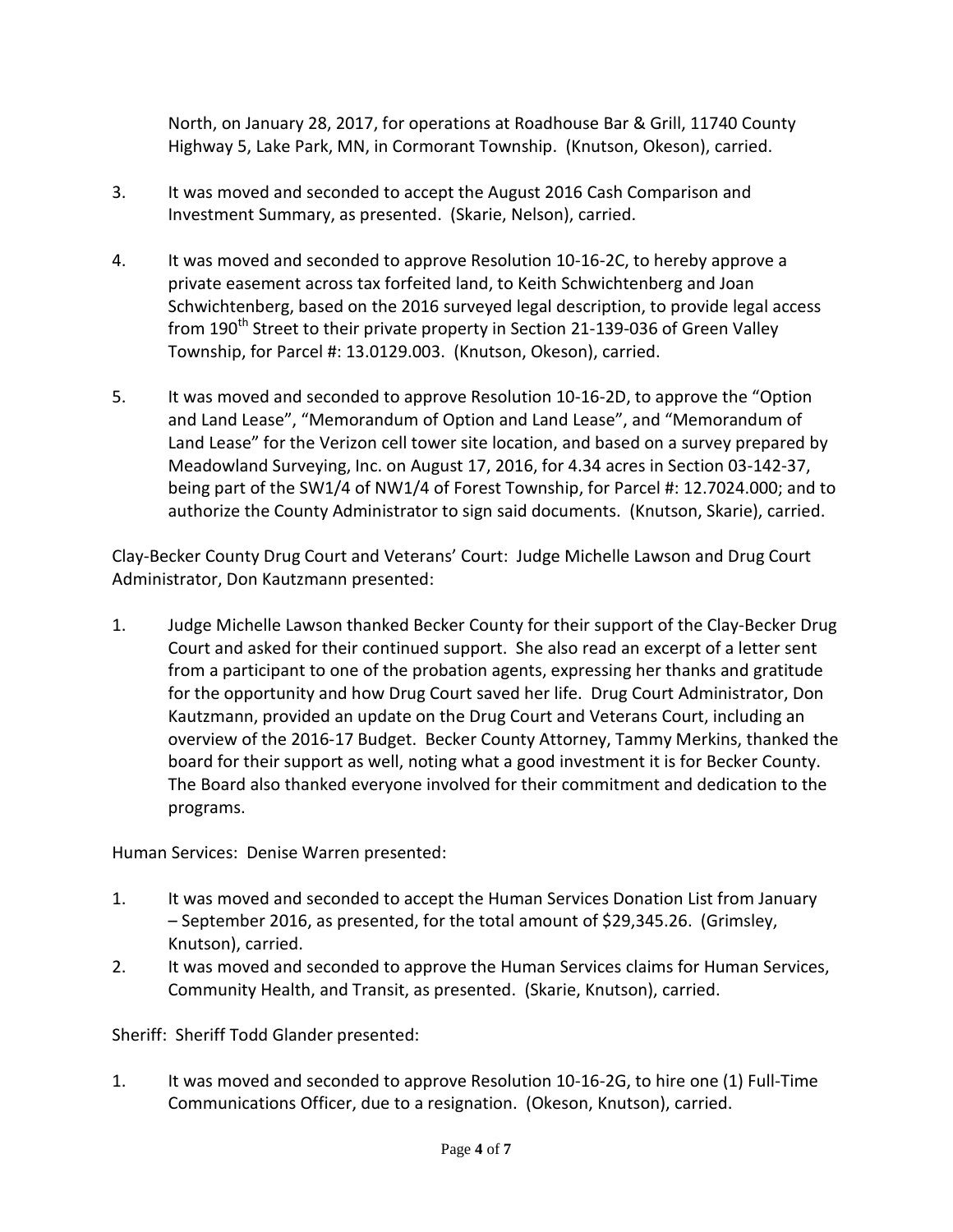North, on January 28, 2017, for operations at Roadhouse Bar & Grill, 11740 County Highway 5, Lake Park, MN, in Cormorant Township. (Knutson, Okeson), carried.

3. It was moved and seconded to accept the August 2016 Cash Comparison and Investment Summary, as presented. (Skarie, Nelson), carried.

4. It was moved and seconded to approve Resolution 10-16-2C, to hereby approve a private easement across tax forfeited land, to Keith Schwichtenberg and Joan Schwichtenberg, based on the 2016 surveyed legal description, to provide legal access from 190th Street to their private property in Section 21-139-036 of Green Valley Township, for Parcel #: 13.0129.003. (Knutson, Okeson), carried.

5. It was moved and seconded to approve Resolution 10-16-2D, to approve the "Option and Land Lease", "Memorandum of Option and Land Lease", and "Memorandum of Land Lease" for the Verizon cell tower site location, and based on a survey prepared by Meadowland Surveying, Inc. on August 17, 2016, for 4.34 acres in Section 03-142-37, being part of the SW1/4 of NW1/4 of Forest Township, for Parcel #: 12.7024.000; and to authorize the County Administrator to sign said documents. (Knutson, Skarie), carried.

Clay-Becker County Drug Court and Veterans' Court: Judge Michelle Lawson and Drug Court Administrator, Don Kautzmann presented:

1. Judge Michelle Lawson thanked Becker County for their support of the Clay-Becker Drug Court and asked for their continued support. She also read an excerpt of a letter sent from a participant to one of the probation agents, expressing her thanks and gratitude for the opportunity and how Drug Court saved her life. Drug Court Administrator, Don Kautzmann, provided an update on the Drug Court and Veterans Court, including an overview of the 2016-17 Budget. Becker County Attorney, Tammy Merkins, thanked the board for their support as well, noting what a good investment it is for Becker County. The Board also thanked everyone involved for their commitment and dedication to the programs.

Human Services: Denise Warren presented:

1. It was moved and seconded to accept the Human Services Donation List from January – September 2016, as presented, for the total amount of $29,345.26. (Grimsley, Knutson), carried.
2. It was moved and seconded to approve the Human Services claims for Human Services, Community Health, and Transit, as presented. (Skarie, Knutson), carried.

Sheriff: Sheriff Todd Glander presented:

1. It was moved and seconded to approve Resolution 10-16-2G, to hire one (1) Full-Time Communications Officer, due to a resignation. (Okeson, Knutson), carried.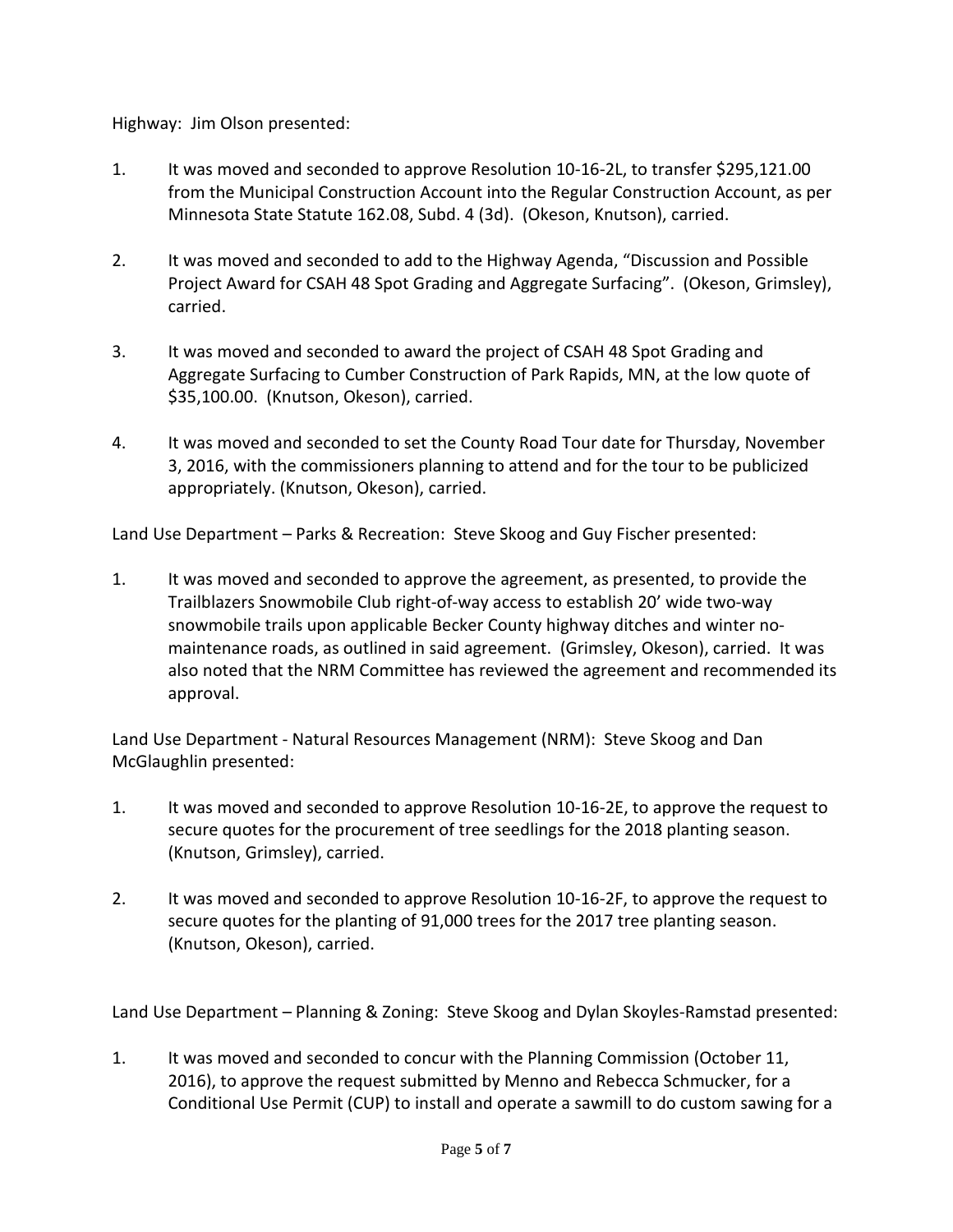Highway: Jim Olson presented:

1. It was moved and seconded to approve Resolution 10-16-2L, to transfer $295,121.00 from the Municipal Construction Account into the Regular Construction Account, as per Minnesota State Statute 162.08, Subd. 4 (3d). (Okeson, Knutson), carried.

2. It was moved and seconded to add to the Highway Agenda, "Discussion and Possible Project Award for CSAH 48 Spot Grading and Aggregate Surfacing". (Okeson, Grimsley), carried.

3. It was moved and seconded to award the project of CSAH 48 Spot Grading and Aggregate Surfacing to Cumber Construction of Park Rapids, MN, at the low quote of $35,100.00. (Knutson, Okeson), carried.

4. It was moved and seconded to set the County Road Tour date for Thursday, November 3, 2016, with the commissioners planning to attend and for the tour to be publicized appropriately. (Knutson, Okeson), carried.

Land Use Department – Parks & Recreation: Steve Skoog and Guy Fischer presented:

1. It was moved and seconded to approve the agreement, as presented, to provide the Trailblazers Snowmobile Club right-of-way access to establish 20' wide two-way snowmobile trails upon applicable Becker County highway ditches and winter no-maintenance roads, as outlined in said agreement. (Grimsley, Okeson), carried. It was also noted that the NRM Committee has reviewed the agreement and recommended its approval.

Land Use Department - Natural Resources Management (NRM): Steve Skoog and Dan McGlaughlin presented:

1. It was moved and seconded to approve Resolution 10-16-2E, to approve the request to secure quotes for the procurement of tree seedlings for the 2018 planting season. (Knutson, Grimsley), carried.

2. It was moved and seconded to approve Resolution 10-16-2F, to approve the request to secure quotes for the planting of 91,000 trees for the 2017 tree planting season. (Knutson, Okeson), carried.

Land Use Department – Planning & Zoning: Steve Skoog and Dylan Skoyles-Ramstad presented:

1. It was moved and seconded to concur with the Planning Commission (October 11, 2016), to approve the request submitted by Menno and Rebecca Schmucker, for a Conditional Use Permit (CUP) to install and operate a sawmill to do custom sawing for a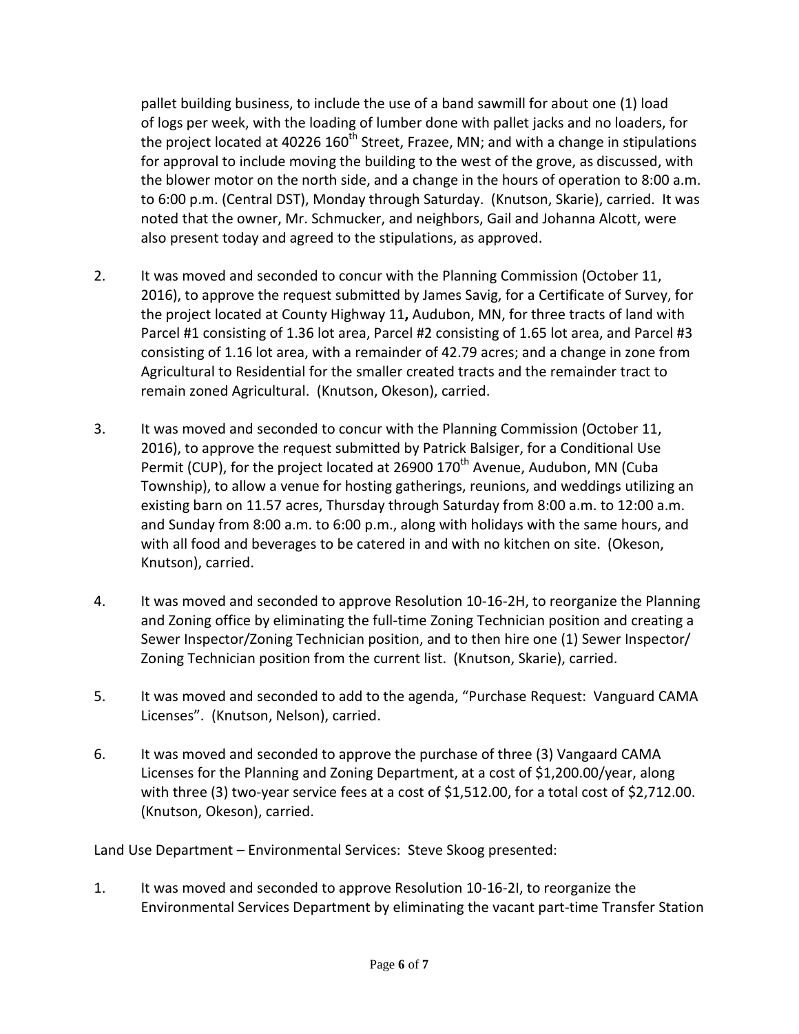pallet building business, to include the use of a band sawmill for about one (1) load of logs per week, with the loading of lumber done with pallet jacks and no loaders, for the project located at 40226 160th Street, Frazee, MN; and with a change in stipulations for approval to include moving the building to the west of the grove, as discussed, with the blower motor on the north side, and a change in the hours of operation to 8:00 a.m. to 6:00 p.m. (Central DST), Monday through Saturday. (Knutson, Skarie), carried. It was noted that the owner, Mr. Schmucker, and neighbors, Gail and Johanna Alcott, were also present today and agreed to the stipulations, as approved.

2. It was moved and seconded to concur with the Planning Commission (October 11, 2016), to approve the request submitted by James Savig, for a Certificate of Survey, for the project located at County Highway 11**,** Audubon, MN, for three tracts of land with Parcel #1 consisting of 1.36 lot area, Parcel #2 consisting of 1.65 lot area, and Parcel #3 consisting of 1.16 lot area, with a remainder of 42.79 acres; and a change in zone from Agricultural to Residential for the smaller created tracts and the remainder tract to remain zoned Agricultural. (Knutson, Okeson), carried.

3. It was moved and seconded to concur with the Planning Commission (October 11, 2016), to approve the request submitted by Patrick Balsiger, for a Conditional Use Permit (CUP), for the project located at 26900 170th Avenue, Audubon, MN (Cuba Township), to allow a venue for hosting gatherings, reunions, and weddings utilizing an existing barn on 11.57 acres, Thursday through Saturday from 8:00 a.m. to 12:00 a.m. and Sunday from 8:00 a.m. to 6:00 p.m., along with holidays with the same hours, and with all food and beverages to be catered in and with no kitchen on site. (Okeson, Knutson), carried.

4. It was moved and seconded to approve Resolution 10-16-2H, to reorganize the Planning and Zoning office by eliminating the full-time Zoning Technician position and creating a Sewer Inspector/Zoning Technician position, and to then hire one (1) Sewer Inspector/ Zoning Technician position from the current list. (Knutson, Skarie), carried.

5. It was moved and seconded to add to the agenda, "Purchase Request: Vanguard CAMA Licenses". (Knutson, Nelson), carried.

6. It was moved and seconded to approve the purchase of three (3) Vangaard CAMA Licenses for the Planning and Zoning Department, at a cost of $1,200.00/year, along with three (3) two-year service fees at a cost of $1,512.00, for a total cost of $2,712.00. (Knutson, Okeson), carried.

Land Use Department – Environmental Services: Steve Skoog presented:

1. It was moved and seconded to approve Resolution 10-16-2I, to reorganize the Environmental Services Department by eliminating the vacant part-time Transfer Station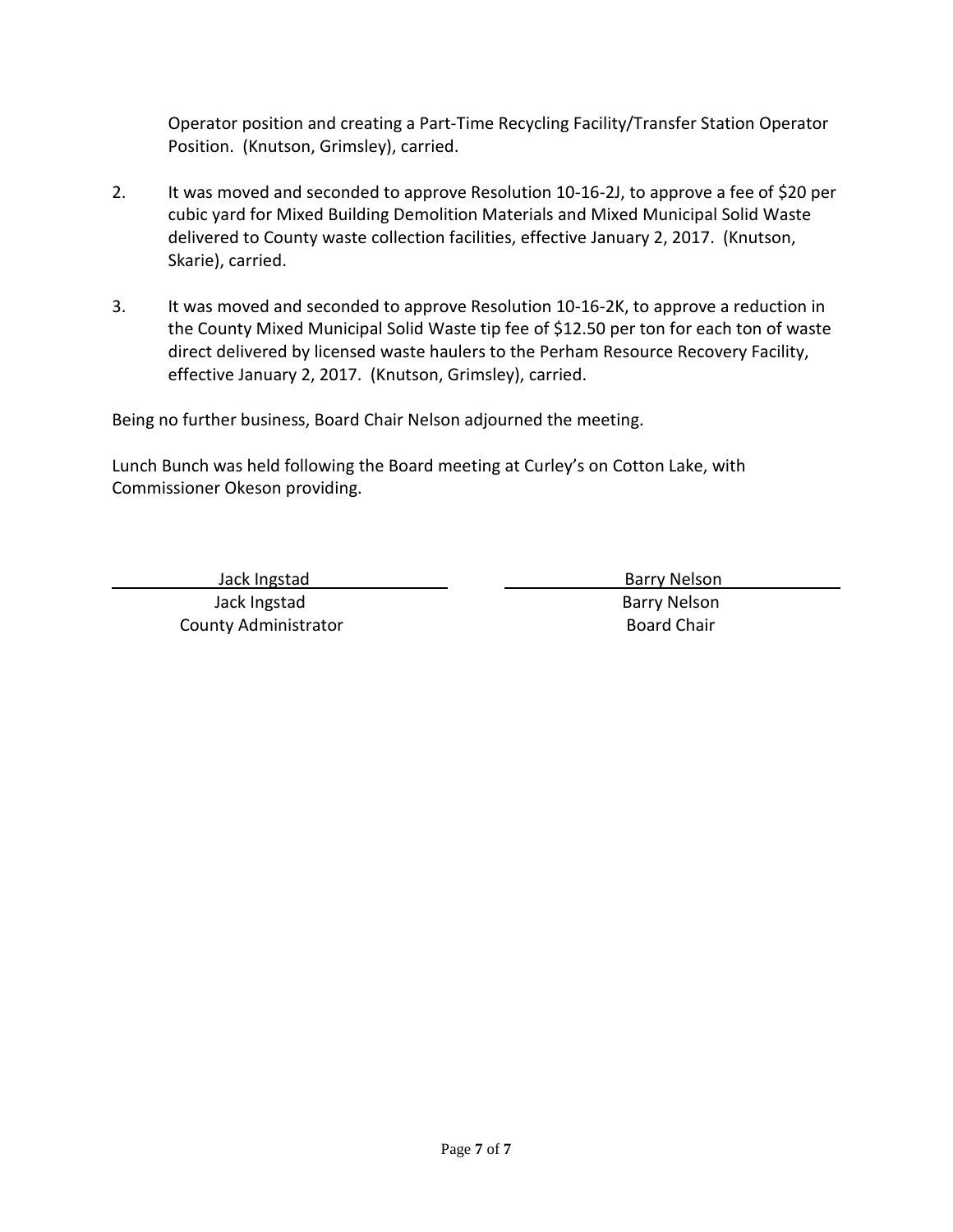Operator position and creating a Part-Time Recycling Facility/Transfer Station Operator Position. (Knutson, Grimsley), carried.

2. It was moved and seconded to approve Resolution 10-16-2J, to approve a fee of $20 per cubic yard for Mixed Building Demolition Materials and Mixed Municipal Solid Waste delivered to County waste collection facilities, effective January 2, 2017. (Knutson, Skarie), carried.

3. It was moved and seconded to approve Resolution 10-16-2K, to approve a reduction in the County Mixed Municipal Solid Waste tip fee of $12.50 per ton for each ton of waste direct delivered by licensed waste haulers to the Perham Resource Recovery Facility, effective January 2, 2017. (Knutson, Grimsley), carried.

Being no further business, Board Chair Nelson adjourned the meeting.

Lunch Bunch was held following the Board meeting at Curley's on Cotton Lake, with Commissioner Okeson providing.

Jack Ingstad
Jack Ingstad
County Administrator

Barry Nelson
Barry Nelson
Board Chair